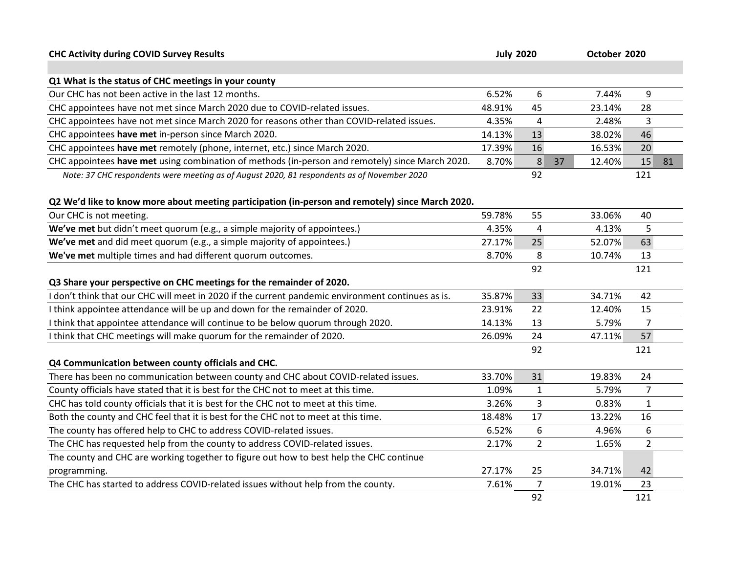**CHC Activity during COVID Survey Results**

| | July 2020 | | | October 2020 | | |
|---|---|---|---|---|---|---|
| **Q1 What is the status of CHC meetings in your county** | | | | | | |
| Our CHC has not been active in the last 12 months. | 6.52% | 6 | | 7.44% | 9 | |
| CHC appointees have not met since March 2020 due to COVID-related issues. | 48.91% | 45 | | 23.14% | 28 | |
| CHC appointees have not met since March 2020 for reasons other than COVID-related issues. | 4.35% | 4 | | 2.48% | 3 | |
| CHC appointees **have met** in-person since March 2020. | 14.13% | 13 | | 38.02% | 46 | |
| CHC appointees **have met** remotely (phone, internet, etc.) since March 2020. | 17.39% | 16 | | 16.53% | 20 | |
| CHC appointees **have met** using combination of methods (in-person and remotely) since March 2020. | 8.70% | 8 | 37 | 12.40% | 15 | 81 |
| *Note: 37 CHC respondents were meeting as of August 2020, 81 respondents as of November 2020* | | 92 | | | 121 | |
| **Q2 We'd like to know more about meeting participation (in-person and remotely) since March 2020.** | | | | | | |
| Our CHC is not meeting. | 59.78% | 55 | | 33.06% | 40 | |
| **We've met** but didn't meet quorum (e.g., a simple majority of appointees.) | 4.35% | 4 | | 4.13% | 5 | |
| **We've met** and did meet quorum (e.g., a simple majority of appointees.) | 27.17% | 25 | | 52.07% | 63 | |
| **We've met** multiple times and had different quorum outcomes. | 8.70% | 8 | | 10.74% | 13 | |
| | | 92 | | | 121 | |
| **Q3 Share your perspective on CHC meetings for the remainder of 2020.** | | | | | | |
| I don't think that our CHC will meet in 2020 if the current pandemic environment continues as is. | 35.87% | 33 | | 34.71% | 42 | |
| I think appointee attendance will be up and down for the remainder of 2020. | 23.91% | 22 | | 12.40% | 15 | |
| I think that appointee attendance will continue to be below quorum through 2020. | 14.13% | 13 | | 5.79% | 7 | |
| I think that CHC meetings will make quorum for the remainder of 2020. | 26.09% | 24 | | 47.11% | 57 | |
| | | 92 | | | 121 | |
| **Q4 Communication between county officials and CHC.** | | | | | | |
| There has been no communication between county and CHC about COVID-related issues. | 33.70% | 31 | | 19.83% | 24 | |
| County officials have stated that it is best for the CHC not to meet at this time. | 1.09% | 1 | | 5.79% | 7 | |
| CHC has told county officials that it is best for the CHC not to meet at this time. | 3.26% | 3 | | 0.83% | 1 | |
| Both the county and CHC feel that it is best for the CHC not to meet at this time. | 18.48% | 17 | | 13.22% | 16 | |
| The county has offered help to CHC to address COVID-related issues. | 6.52% | 6 | | 4.96% | 6 | |
| The CHC has requested help from the county to address COVID-related issues. | 2.17% | 2 | | 1.65% | 2 | |
| The county and CHC are working together to figure out how to best help the CHC continue programming. | 27.17% | 25 | | 34.71% | 42 | |
| The CHC has started to address COVID-related issues without help from the county. | 7.61% | 7 | | 19.01% | 23 | |
| | | 92 | | | 121 | |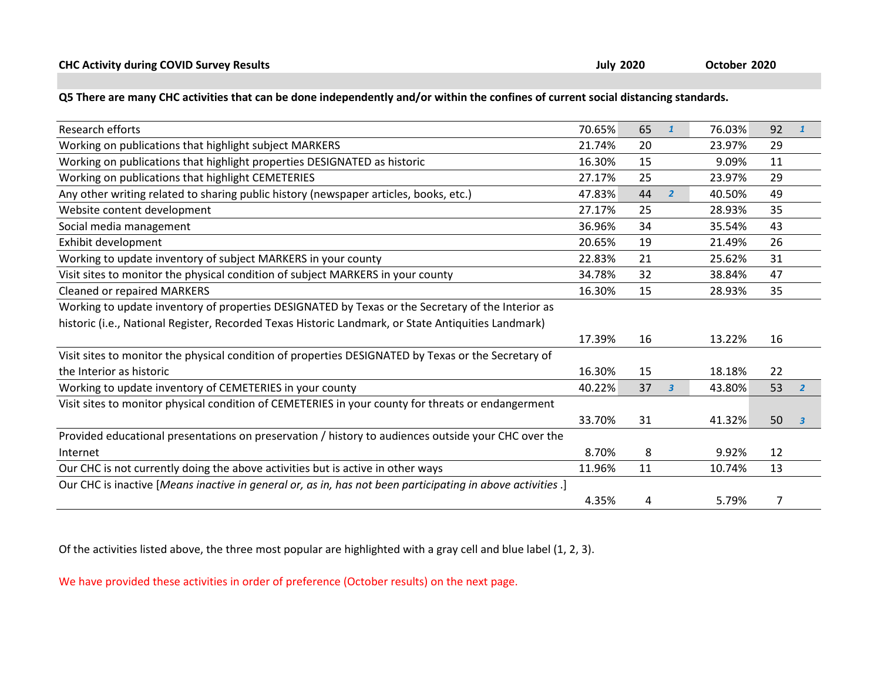**CHC Activity during COVID Survey Results**

**Q5 There are many CHC activities that can be done independently and/or within the confines of current social distancing standards.**

| Activity | July 2020 % | July 2020 Count | July Rank | October 2020 % | October 2020 Count | October Rank |
|---|---|---|---|---|---|---|
| Research efforts | 70.65% | 65 | 1 | 76.03% | 92 | 1 |
| Working on publications that highlight subject MARKERS | 21.74% | 20 | | 23.97% | 29 | |
| Working on publications that highlight properties DESIGNATED as historic | 16.30% | 15 | | 9.09% | 11 | |
| Working on publications that highlight CEMETERIES | 27.17% | 25 | | 23.97% | 29 | |
| Any other writing related to sharing public history (newspaper articles, books, etc.) | 47.83% | 44 | 2 | 40.50% | 49 | |
| Website content development | 27.17% | 25 | | 28.93% | 35 | |
| Social media management | 36.96% | 34 | | 35.54% | 43 | |
| Exhibit development | 20.65% | 19 | | 21.49% | 26 | |
| Working to update inventory of subject MARKERS in your county | 22.83% | 21 | | 25.62% | 31 | |
| Visit sites to monitor the physical condition of subject MARKERS in your county | 34.78% | 32 | | 38.84% | 47 | |
| Cleaned or repaired MARKERS | 16.30% | 15 | | 28.93% | 35 | |
| Working to update inventory of properties DESIGNATED by Texas or the Secretary of the Interior as historic (i.e., National Register, Recorded Texas Historic Landmark, or State Antiquities Landmark) | 17.39% | 16 | | 13.22% | 16 | |
| Visit sites to monitor the physical condition of properties DESIGNATED by Texas or the Secretary of the Interior as historic | 16.30% | 15 | | 18.18% | 22 | |
| Working to update inventory of CEMETERIES in your county | 40.22% | 37 | 3 | 43.80% | 53 | 2 |
| Visit sites to monitor physical condition of CEMETERIES in your county for threats or endangerment | 33.70% | 31 | | 41.32% | 50 | 3 |
| Provided educational presentations on preservation / history to audiences outside your CHC over the Internet | 8.70% | 8 | | 9.92% | 12 | |
| Our CHC is not currently doing the above activities but is active in other ways | 11.96% | 11 | | 10.74% | 13 | |
| Our CHC is inactive [*Means inactive in general or, as in, has not been participating in above activities* .] | 4.35% | 4 | | 5.79% | 7 | |

Of the activities listed above, the three most popular are highlighted with a gray cell and blue label (1, 2, 3).

We have provided these activities in order of preference (October results) on the next page.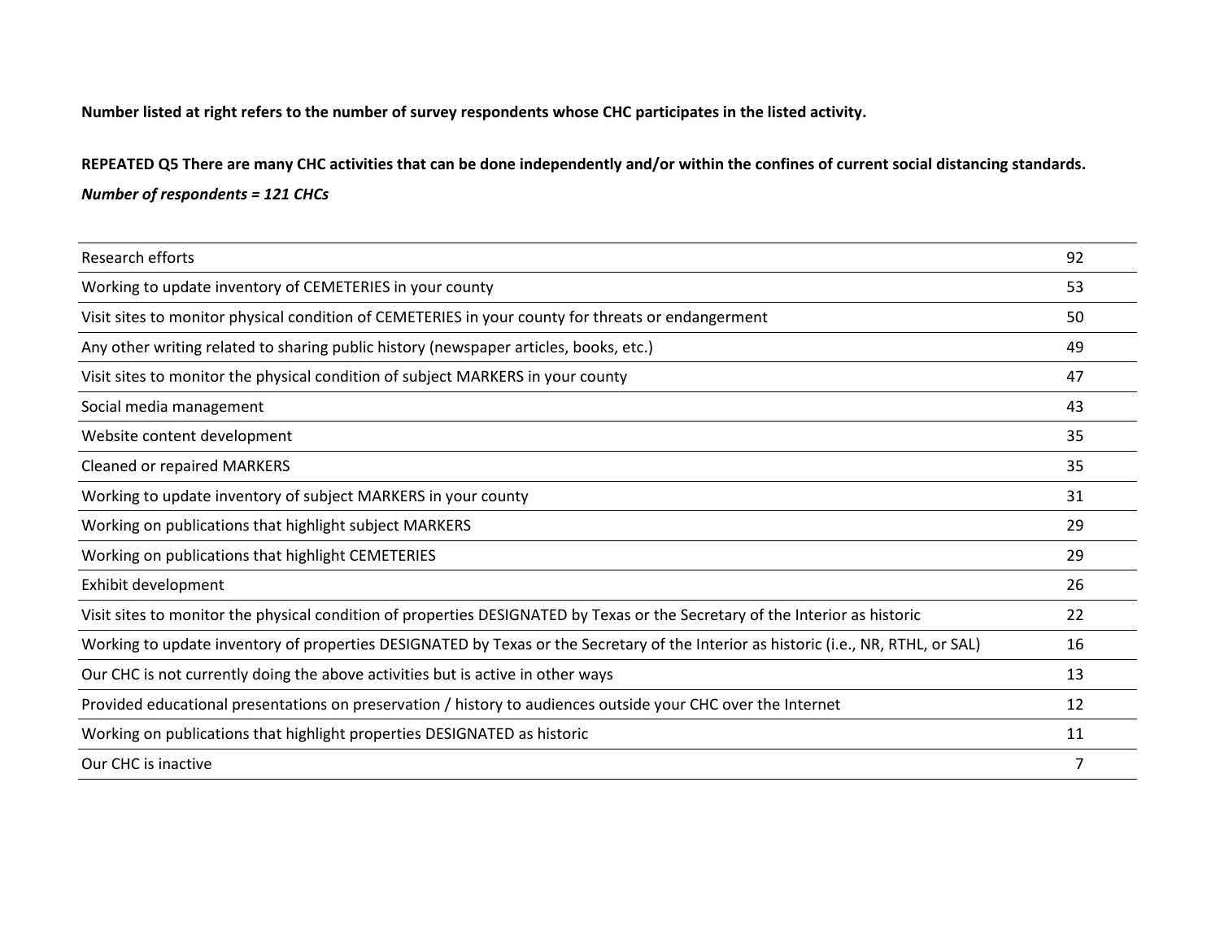**Number listed at right refers to the number of survey respondents whose CHC participates in the listed activity.**

**REPEATED Q5 There are many CHC activities that can be done independently and/or within the confines of current social distancing standards.**

***Number of respondents = 121 CHCs***

| | |
|---|---|
| Research efforts | 92 |
| Working to update inventory of CEMETERIES in your county | 53 |
| Visit sites to monitor physical condition of CEMETERIES in your county for threats or endangerment | 50 |
| Any other writing related to sharing public history (newspaper articles, books, etc.) | 49 |
| Visit sites to monitor the physical condition of subject MARKERS in your county | 47 |
| Social media management | 43 |
| Website content development | 35 |
| Cleaned or repaired MARKERS | 35 |
| Working to update inventory of subject MARKERS in your county | 31 |
| Working on publications that highlight subject MARKERS | 29 |
| Working on publications that highlight CEMETERIES | 29 |
| Exhibit development | 26 |
| Visit sites to monitor the physical condition of properties DESIGNATED by Texas or the Secretary of the Interior as historic | 22 |
| Working to update inventory of properties DESIGNATED by Texas or the Secretary of the Interior as historic (i.e., NR, RTHL, or SAL) | 16 |
| Our CHC is not currently doing the above activities but is active in other ways | 13 |
| Provided educational presentations on preservation / history to audiences outside your CHC over the Internet | 12 |
| Working on publications that highlight properties DESIGNATED as historic | 11 |
| Our CHC is inactive | 7 |